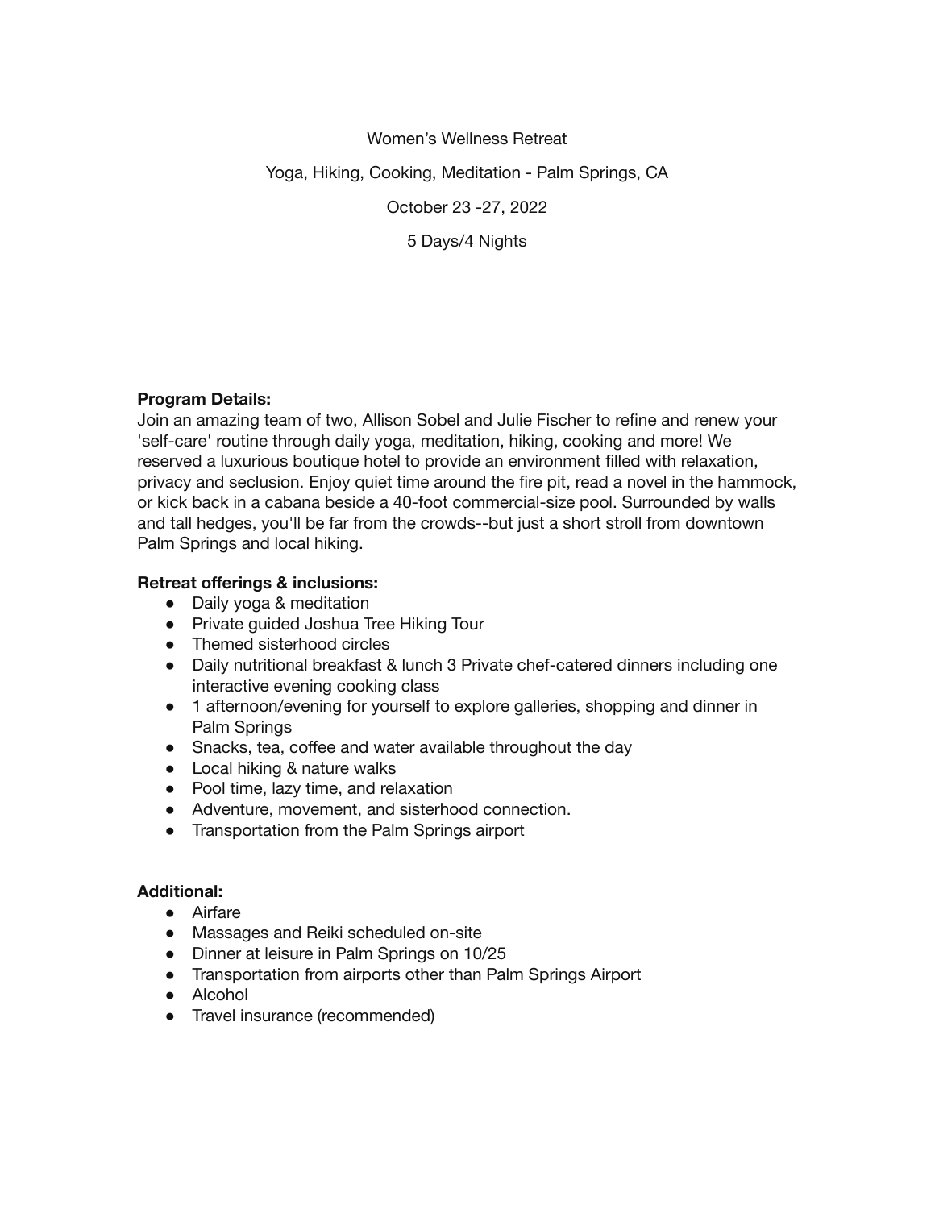# Women's Wellness Retreat

Yoga, Hiking, Cooking, Meditation - Palm Springs, CA

October 23 -27, 2022

5 Days/4 Nights

**Program Details:**
Join an amazing team of two, Allison Sobel and Julie Fischer to refine and renew your 'self-care' routine through daily yoga, meditation, hiking, cooking and more! We reserved a luxurious boutique hotel to provide an environment filled with relaxation, privacy and seclusion. Enjoy quiet time around the fire pit, read a novel in the hammock, or kick back in a cabana beside a 40-foot commercial-size pool. Surrounded by walls and tall hedges, you'll be far from the crowds--but just a short stroll from downtown Palm Springs and local hiking.

**Retreat offerings & inclusions:**

- Daily yoga & meditation
- Private guided Joshua Tree Hiking Tour
- Themed sisterhood circles
- Daily nutritional breakfast & lunch 3 Private chef-catered dinners including one interactive evening cooking class
- 1 afternoon/evening for yourself to explore galleries, shopping and dinner in Palm Springs
- Snacks, tea, coffee and water available throughout the day
- Local hiking & nature walks
- Pool time, lazy time, and relaxation
- Adventure, movement, and sisterhood connection.
- Transportation from the Palm Springs airport

**Additional:**

- Airfare
- Massages and Reiki scheduled on-site
- Dinner at leisure in Palm Springs on 10/25
- Transportation from airports other than Palm Springs Airport
- Alcohol
- Travel insurance (recommended)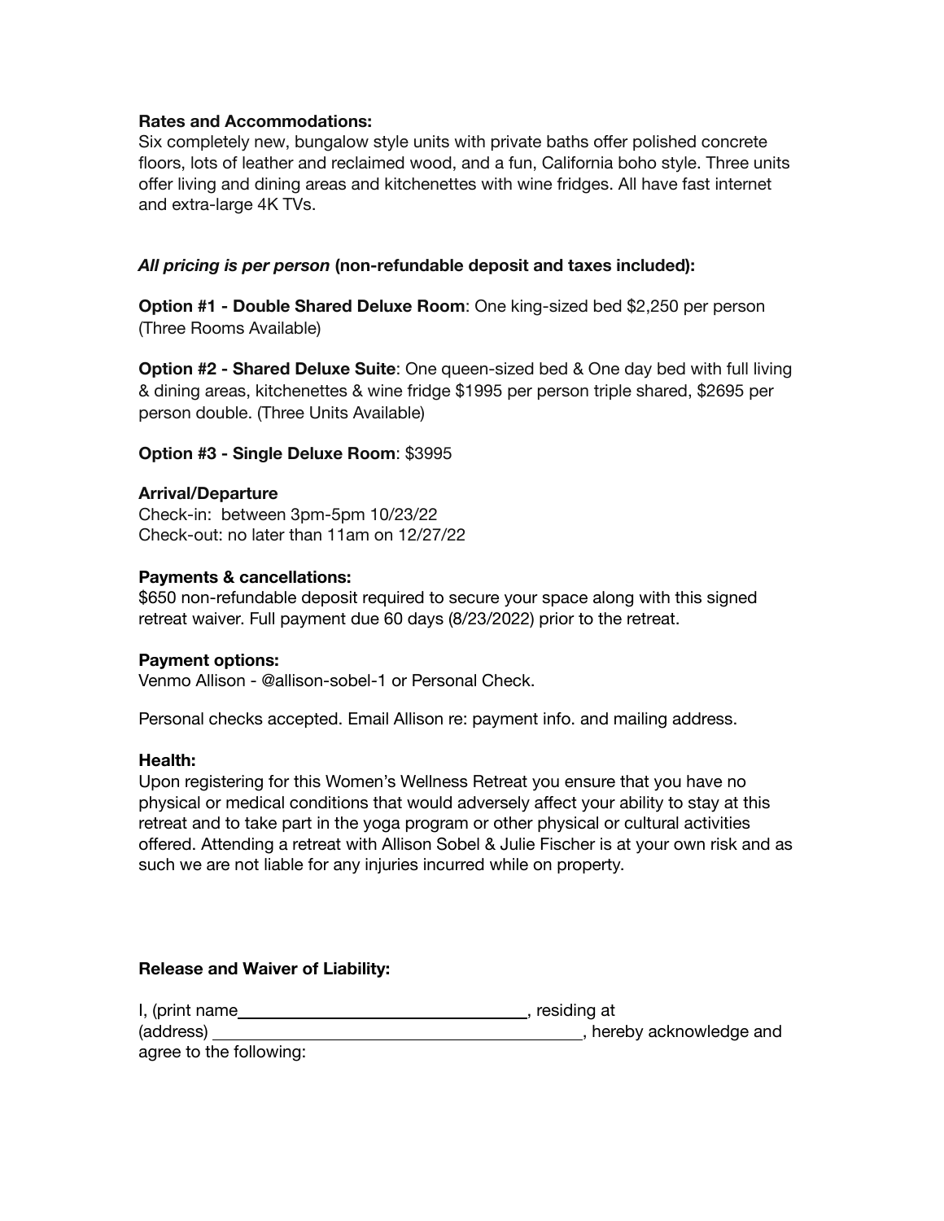**Rates and Accommodations:**
Six completely new, bungalow style units with private baths offer polished concrete floors, lots of leather and reclaimed wood, and a fun, California boho style. Three units offer living and dining areas and kitchenettes with wine fridges. All have fast internet and extra-large 4K TVs.

***All pricing is per person*** **(non-refundable deposit and taxes included):**

**Option #1 - Double Shared Deluxe Room**: One king-sized bed $2,250 per person (Three Rooms Available)

**Option #2 - Shared Deluxe Suite**: One queen-sized bed & One day bed with full living & dining areas, kitchenettes & wine fridge $1995 per person triple shared, $2695 per person double. (Three Units Available)

**Option #3 - Single Deluxe Room**: $3995

**Arrival/Departure**
Check-in: between 3pm-5pm 10/23/22
Check-out: no later than 11am on 12/27/22

**Payments & cancellations:**
$650 non-refundable deposit required to secure your space along with this signed retreat waiver. Full payment due 60 days (8/23/2022) prior to the retreat.

**Payment options:**
Venmo Allison - @allison-sobel-1 or Personal Check.

Personal checks accepted. Email Allison re: payment info. and mailing address.

**Health:**
Upon registering for this Women's Wellness Retreat you ensure that you have no physical or medical conditions that would adversely affect your ability to stay at this retreat and to take part in the yoga program or other physical or cultural activities offered. Attending a retreat with Allison Sobel & Julie Fischer is at your own risk and as such we are not liable for any injuries incurred while on property.

**Release and Waiver of Liability:**

I, (print name________________________________, residing at (address) ________________________________________, hereby acknowledge and agree to the following: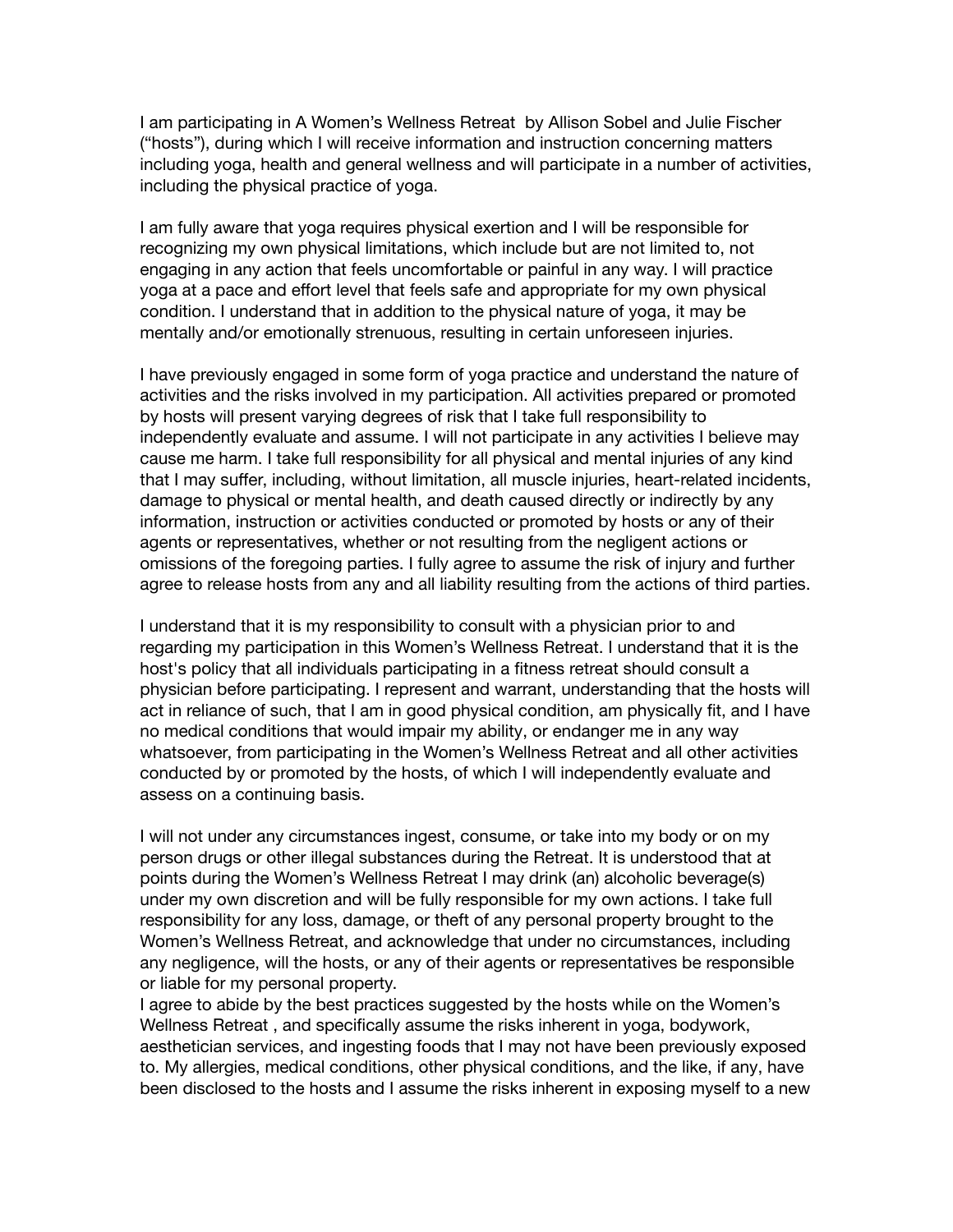I am participating in A Women's Wellness Retreat by Allison Sobel and Julie Fischer ("hosts"), during which I will receive information and instruction concerning matters including yoga, health and general wellness and will participate in a number of activities, including the physical practice of yoga.

I am fully aware that yoga requires physical exertion and I will be responsible for recognizing my own physical limitations, which include but are not limited to, not engaging in any action that feels uncomfortable or painful in any way. I will practice yoga at a pace and effort level that feels safe and appropriate for my own physical condition. I understand that in addition to the physical nature of yoga, it may be mentally and/or emotionally strenuous, resulting in certain unforeseen injuries.

I have previously engaged in some form of yoga practice and understand the nature of activities and the risks involved in my participation. All activities prepared or promoted by hosts will present varying degrees of risk that I take full responsibility to independently evaluate and assume. I will not participate in any activities I believe may cause me harm. I take full responsibility for all physical and mental injuries of any kind that I may suffer, including, without limitation, all muscle injuries, heart-related incidents, damage to physical or mental health, and death caused directly or indirectly by any information, instruction or activities conducted or promoted by hosts or any of their agents or representatives, whether or not resulting from the negligent actions or omissions of the foregoing parties. I fully agree to assume the risk of injury and further agree to release hosts from any and all liability resulting from the actions of third parties.

I understand that it is my responsibility to consult with a physician prior to and regarding my participation in this Women's Wellness Retreat. I understand that it is the host's policy that all individuals participating in a fitness retreat should consult a physician before participating. I represent and warrant, understanding that the hosts will act in reliance of such, that I am in good physical condition, am physically fit, and I have no medical conditions that would impair my ability, or endanger me in any way whatsoever, from participating in the Women's Wellness Retreat and all other activities conducted by or promoted by the hosts, of which I will independently evaluate and assess on a continuing basis.

I will not under any circumstances ingest, consume, or take into my body or on my person drugs or other illegal substances during the Retreat. It is understood that at points during the Women's Wellness Retreat I may drink (an) alcoholic beverage(s) under my own discretion and will be fully responsible for my own actions. I take full responsibility for any loss, damage, or theft of any personal property brought to the Women's Wellness Retreat, and acknowledge that under no circumstances, including any negligence, will the hosts, or any of their agents or representatives be responsible or liable for my personal property.

I agree to abide by the best practices suggested by the hosts while on the Women's Wellness Retreat , and specifically assume the risks inherent in yoga, bodywork, aesthetician services, and ingesting foods that I may not have been previously exposed to. My allergies, medical conditions, other physical conditions, and the like, if any, have been disclosed to the hosts and I assume the risks inherent in exposing myself to a new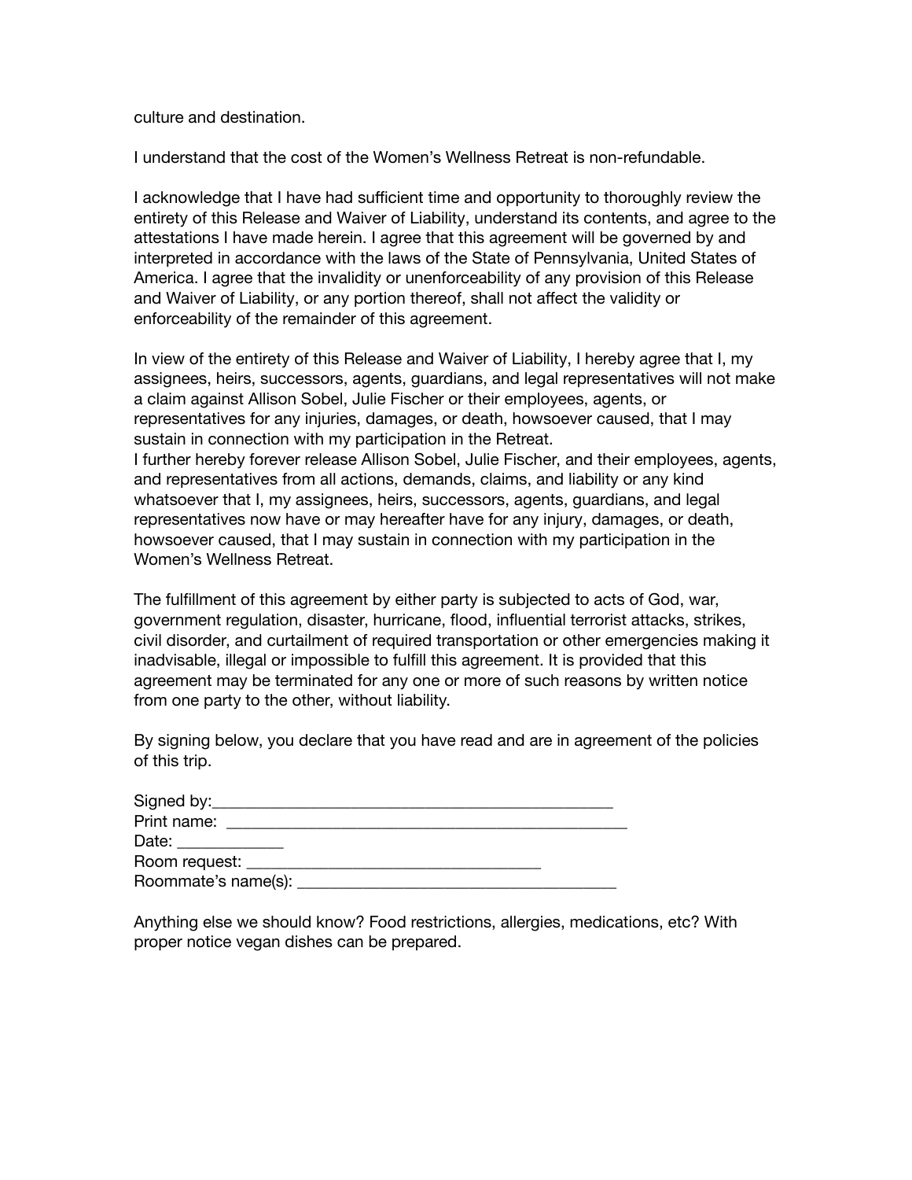culture and destination.

I understand that the cost of the Women's Wellness Retreat is non-refundable.

I acknowledge that I have had sufficient time and opportunity to thoroughly review the entirety of this Release and Waiver of Liability, understand its contents, and agree to the attestations I have made herein. I agree that this agreement will be governed by and interpreted in accordance with the laws of the State of Pennsylvania, United States of America. I agree that the invalidity or unenforceability of any provision of this Release and Waiver of Liability, or any portion thereof, shall not affect the validity or enforceability of the remainder of this agreement.

In view of the entirety of this Release and Waiver of Liability, I hereby agree that I, my assignees, heirs, successors, agents, guardians, and legal representatives will not make a claim against Allison Sobel, Julie Fischer or their employees, agents, or representatives for any injuries, damages, or death, howsoever caused, that I may sustain in connection with my participation in the Retreat.
I further hereby forever release Allison Sobel, Julie Fischer, and their employees, agents, and representatives from all actions, demands, claims, and liability or any kind whatsoever that I, my assignees, heirs, successors, agents, guardians, and legal representatives now have or may hereafter have for any injury, damages, or death, howsoever caused, that I may sustain in connection with my participation in the Women's Wellness Retreat.

The fulfillment of this agreement by either party is subjected to acts of God, war, government regulation, disaster, hurricane, flood, influential terrorist attacks, strikes, civil disorder, and curtailment of required transportation or other emergencies making it inadvisable, illegal or impossible to fulfill this agreement. It is provided that this agreement may be terminated for any one or more of such reasons by written notice from one party to the other, without liability.

By signing below, you declare that you have read and are in agreement of the policies of this trip.

Signed by:_______________________________________________
Print name: _______________________________________________
Date: ____________
Room request: _________________________________
Roommate's name(s): ____________________________________

Anything else we should know? Food restrictions, allergies, medications, etc? With proper notice vegan dishes can be prepared.